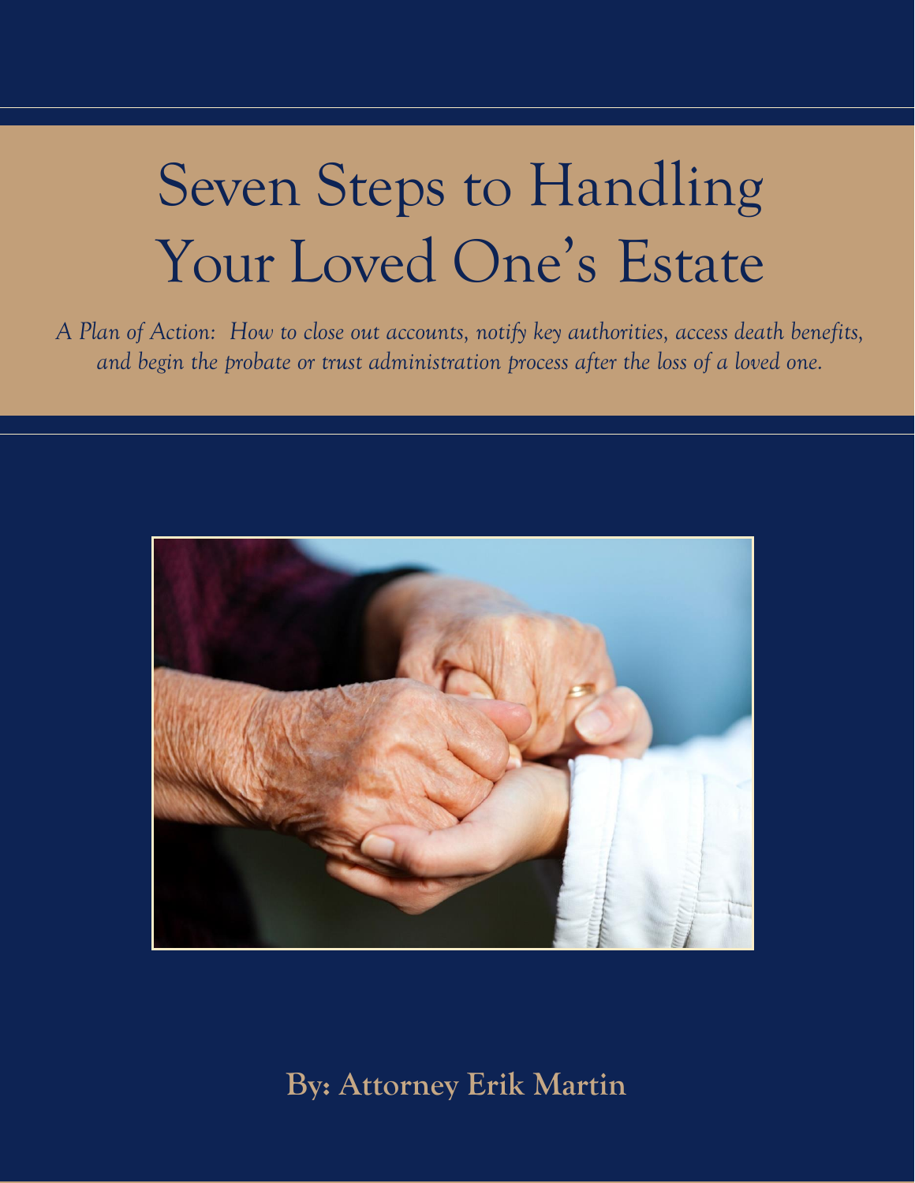# Seven Steps to Handling Your Loved One's Estate

*A Plan of Action: How to close out accounts, notify key authorities, access death benefits, and begin the probate or trust administration process after the loss of a loved one.*

**By: Attorney Erik Martin**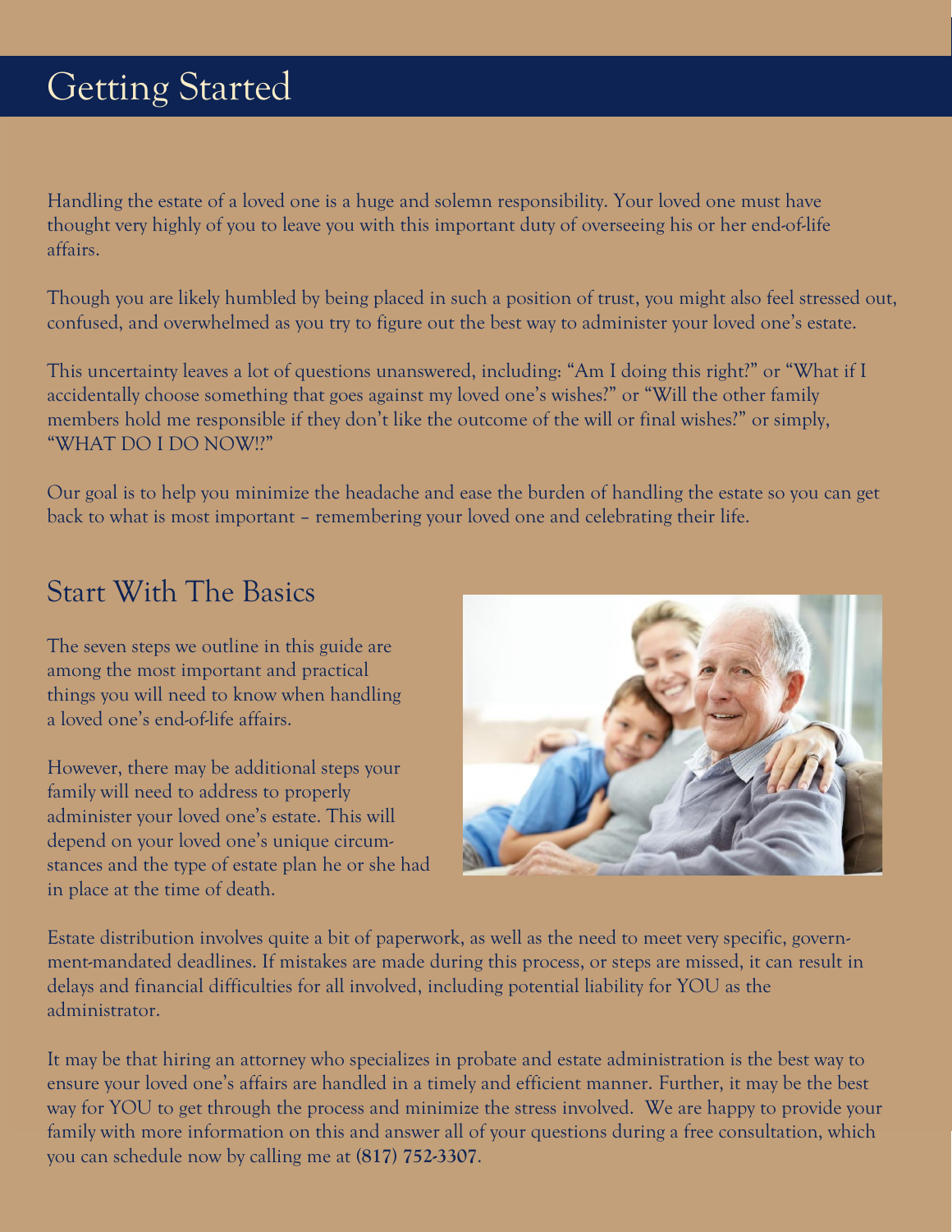# Getting Started

Handling the estate of a loved one is a huge and solemn responsibility. Your loved one must have thought very highly of you to leave you with this important duty of overseeing his or her end-of-life affairs.

Though you are likely humbled by being placed in such a position of trust, you might also feel stressed out, confused, and overwhelmed as you try to figure out the best way to administer your loved one's estate.

This uncertainty leaves a lot of questions unanswered, including: "Am I doing this right?" or "What if I accidentally choose something that goes against my loved one's wishes?" or "Will the other family members hold me responsible if they don't like the outcome of the will or final wishes?" or simply, "WHAT DO I DO NOW!?"

Our goal is to help you minimize the headache and ease the burden of handling the estate so you can get back to what is most important – remembering your loved one and celebrating their life.

## Start With The Basics

The seven steps we outline in this guide are among the most important and practical things you will need to know when handling a loved one's end-of-life affairs.

However, there may be additional steps your family will need to address to properly administer your loved one's estate. This will depend on your loved one's unique circumstances and the type of estate plan he or she had in place at the time of death.

Estate distribution involves quite a bit of paperwork, as well as the need to meet very specific, government-mandated deadlines. If mistakes are made during this process, or steps are missed, it can result in delays and financial difficulties for all involved, including potential liability for YOU as the administrator.

It may be that hiring an attorney who specializes in probate and estate administration is the best way to ensure your loved one's affairs are handled in a timely and efficient manner. Further, it may be the best way for YOU to get through the process and minimize the stress involved. We are happy to provide your family with more information on this and answer all of your questions during a free consultation, which you can schedule now by calling me at **(817) 752-3307**.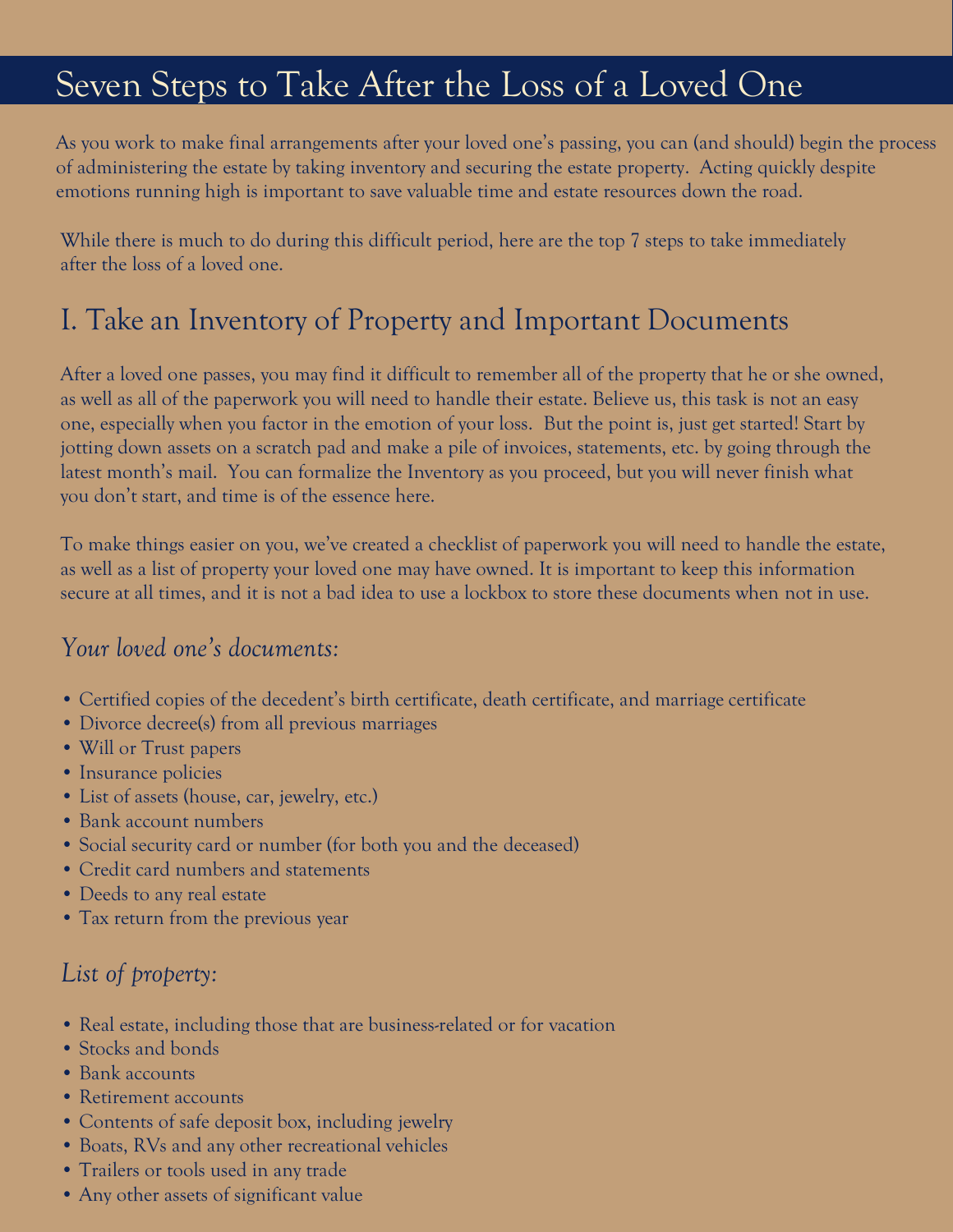# Seven Steps to Take After the Loss of a Loved One

As you work to make final arrangements after your loved one's passing, you can (and should) begin the process of administering the estate by taking inventory and securing the estate property. Acting quickly despite emotions running high is important to save valuable time and estate resources down the road.

While there is much to do during this difficult period, here are the top 7 steps to take immediately after the loss of a loved one.

## I. Take an Inventory of Property and Important Documents

After a loved one passes, you may find it difficult to remember all of the property that he or she owned, as well as all of the paperwork you will need to handle their estate. Believe us, this task is not an easy one, especially when you factor in the emotion of your loss. But the point is, just get started! Start by jotting down assets on a scratch pad and make a pile of invoices, statements, etc. by going through the latest month's mail. You can formalize the Inventory as you proceed, but you will never finish what you don't start, and time is of the essence here.

To make things easier on you, we've created a checklist of paperwork you will need to handle the estate, as well as a list of property your loved one may have owned. It is important to keep this information secure at all times, and it is not a bad idea to use a lockbox to store these documents when not in use.

### *Your loved one's documents:*

- Certified copies of the decedent's birth certificate, death certificate, and marriage certificate
- Divorce decree(s) from all previous marriages
- Will or Trust papers
- Insurance policies
- List of assets (house, car, jewelry, etc.)
- Bank account numbers
- Social security card or number (for both you and the deceased)
- Credit card numbers and statements
- Deeds to any real estate
- Tax return from the previous year

### *List of property:*

- Real estate, including those that are business-related or for vacation
- Stocks and bonds
- Bank accounts
- Retirement accounts
- Contents of safe deposit box, including jewelry
- Boats, RVs and any other recreational vehicles
- Trailers or tools used in any trade
- Any other assets of significant value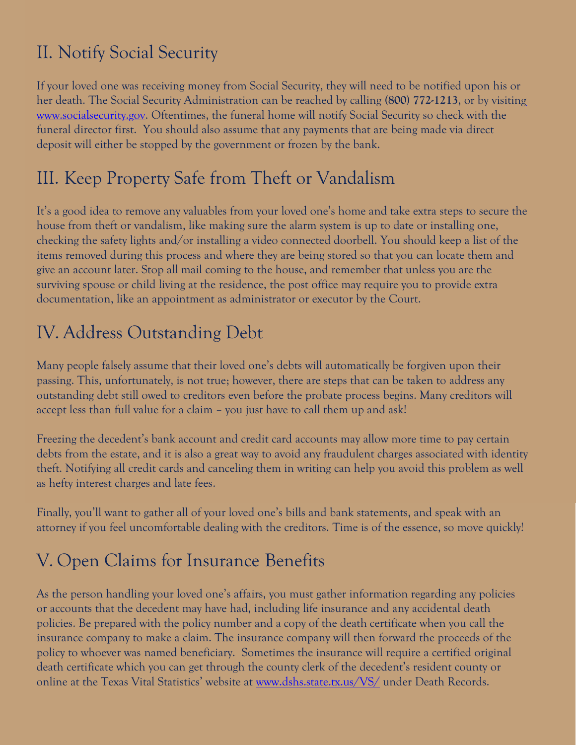## II. Notify Social Security

If your loved one was receiving money from Social Security, they will need to be notified upon his or her death. The Social Security Administration can be reached by calling **(800) 772-1213**, or by visiting [www.socialsecurity.gov](http://www.socialsecurity.gov). Oftentimes, the funeral home will notify Social Security so check with the funeral director first. You should also assume that any payments that are being made via direct deposit will either be stopped by the government or frozen by the bank.

## III. Keep Property Safe from Theft or Vandalism

It's a good idea to remove any valuables from your loved one's home and take extra steps to secure the house from theft or vandalism, like making sure the alarm system is up to date or installing one, checking the safety lights and/or installing a video connected doorbell. You should keep a list of the items removed during this process and where they are being stored so that you can locate them and give an account later. Stop all mail coming to the house, and remember that unless you are the surviving spouse or child living at the residence, the post office may require you to provide extra documentation, like an appointment as administrator or executor by the Court.

## IV. Address Outstanding Debt

Many people falsely assume that their loved one's debts will automatically be forgiven upon their passing. This, unfortunately, is not true; however, there are steps that can be taken to address any outstanding debt still owed to creditors even before the probate process begins. Many creditors will accept less than full value for a claim – you just have to call them up and ask!

Freezing the decedent's bank account and credit card accounts may allow more time to pay certain debts from the estate, and it is also a great way to avoid any fraudulent charges associated with identity theft. Notifying all credit cards and canceling them in writing can help you avoid this problem as well as hefty interest charges and late fees.

Finally, you'll want to gather all of your loved one's bills and bank statements, and speak with an attorney if you feel uncomfortable dealing with the creditors. Time is of the essence, so move quickly!

## V. Open Claims for Insurance Benefits

As the person handling your loved one's affairs, you must gather information regarding any policies or accounts that the decedent may have had, including life insurance and any accidental death policies. Be prepared with the policy number and a copy of the death certificate when you call the insurance company to make a claim. The insurance company will then forward the proceeds of the policy to whoever was named beneficiary. Sometimes the insurance will require a certified original death certificate which you can get through the county clerk of the decedent's resident county or online at the Texas Vital Statistics' website at [www.dshs.state.tx.us/VS/](http://www.dshs.state.tx.us/VS/) under Death Records.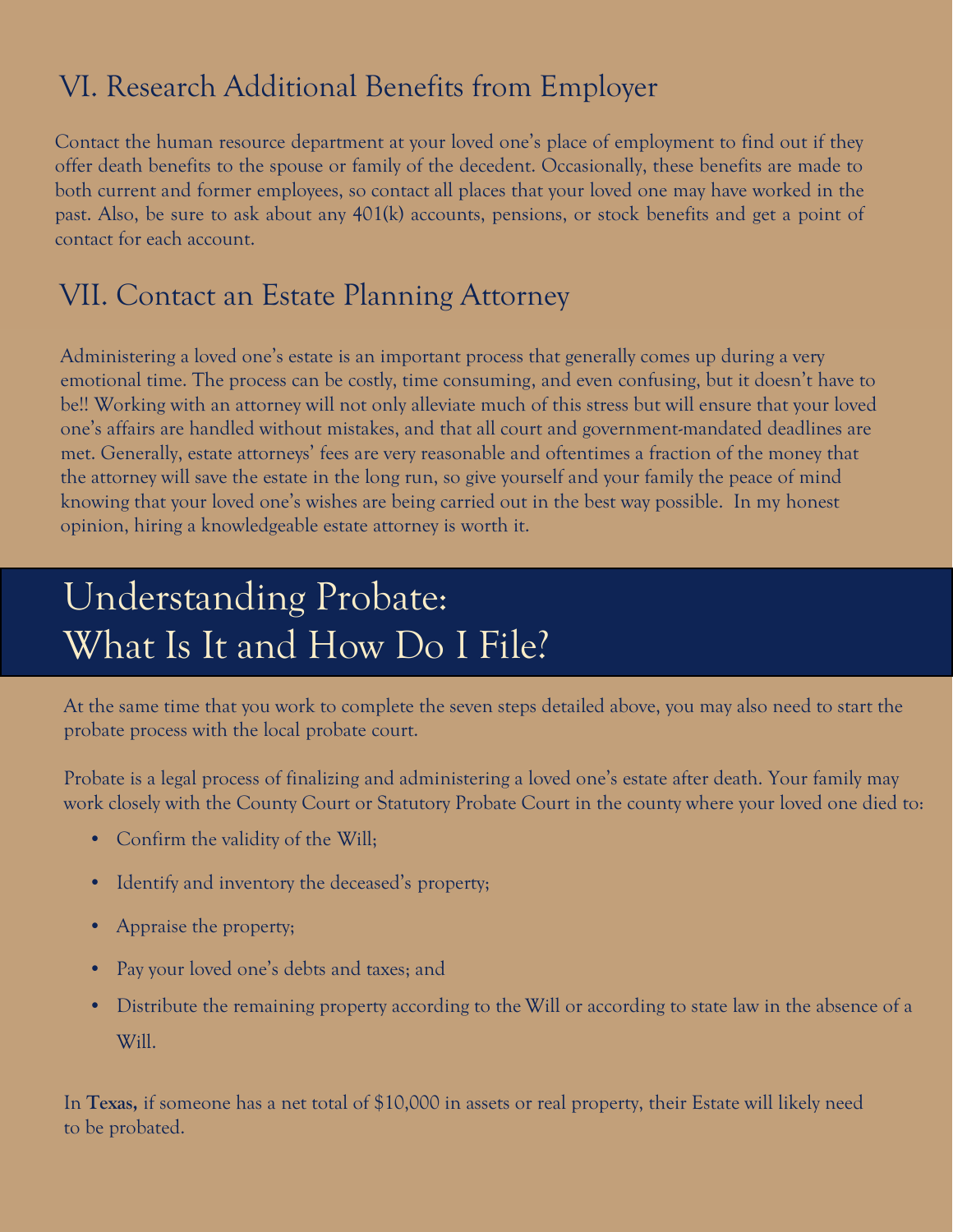## VI. Research Additional Benefits from Employer

Contact the human resource department at your loved one's place of employment to find out if they offer death benefits to the spouse or family of the decedent. Occasionally, these benefits are made to both current and former employees, so contact all places that your loved one may have worked in the past. Also, be sure to ask about any 401(k) accounts, pensions, or stock benefits and get a point of contact for each account.

## VII. Contact an Estate Planning Attorney

Administering a loved one's estate is an important process that generally comes up during a very emotional time. The process can be costly, time consuming, and even confusing, but it doesn't have to be!! Working with an attorney will not only alleviate much of this stress but will ensure that your loved one's affairs are handled without mistakes, and that all court and government-mandated deadlines are met. Generally, estate attorneys' fees are very reasonable and oftentimes a fraction of the money that the attorney will save the estate in the long run, so give yourself and your family the peace of mind knowing that your loved one's wishes are being carried out in the best way possible. In my honest opinion, hiring a knowledgeable estate attorney is worth it.

# Understanding Probate: What Is It and How Do I File?

At the same time that you work to complete the seven steps detailed above, you may also need to start the probate process with the local probate court.

Probate is a legal process of finalizing and administering a loved one's estate after death. Your family may work closely with the County Court or Statutory Probate Court in the county where your loved one died to:

- Confirm the validity of the Will;
- Identify and inventory the deceased's property;
- Appraise the property;
- Pay your loved one's debts and taxes; and
- Distribute the remaining property according to the Will or according to state law in the absence of a Will.

In **Texas,** if someone has a net total of $10,000 in assets or real property, their Estate will likely need to be probated.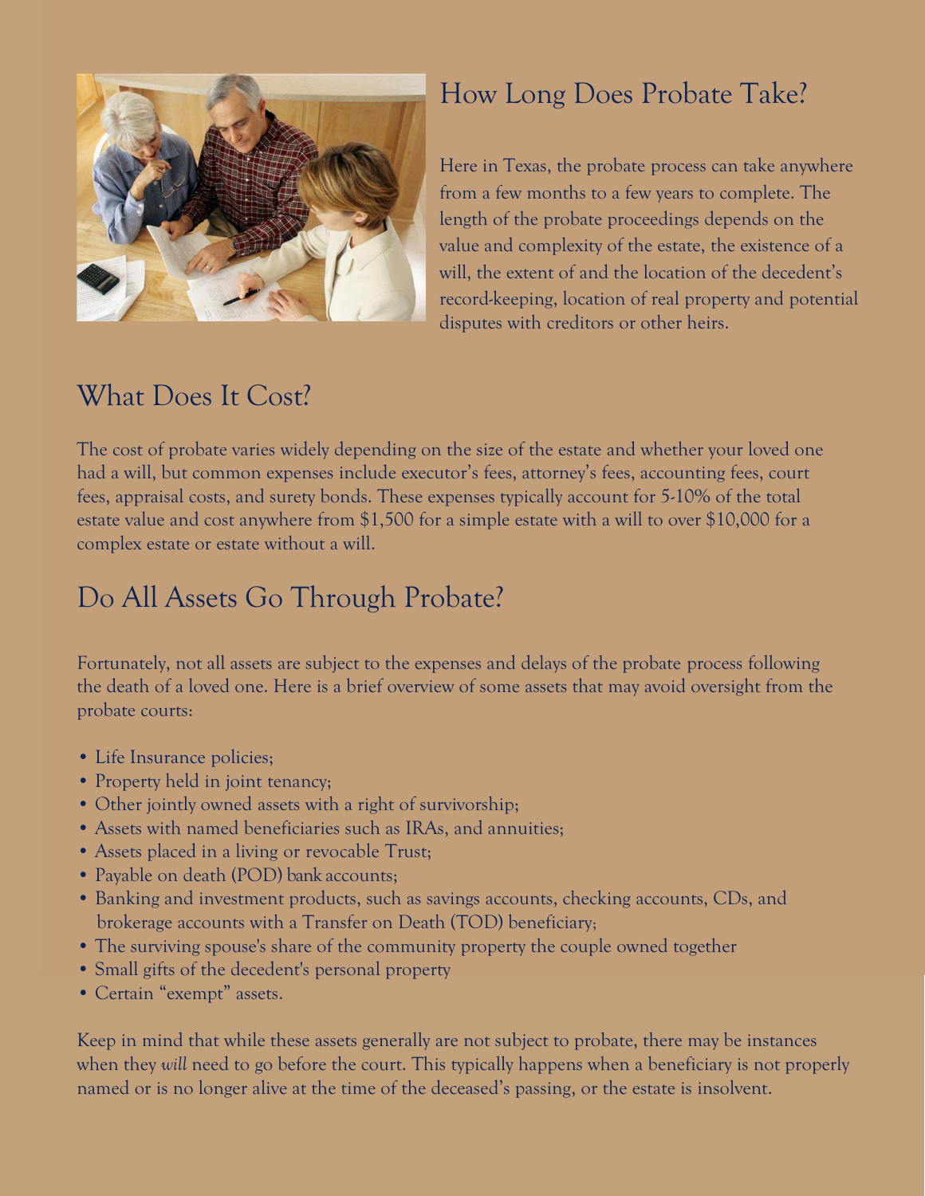## How Long Does Probate Take?

Here in Texas, the probate process can take anywhere from a few months to a few years to complete. The length of the probate proceedings depends on the value and complexity of the estate, the existence of a will, the extent of and the location of the decedent's record-keeping, location of real property and potential disputes with creditors or other heirs.

## What Does It Cost?

The cost of probate varies widely depending on the size of the estate and whether your loved one had a will, but common expenses include executor's fees, attorney's fees, accounting fees, court fees, appraisal costs, and surety bonds. These expenses typically account for 5-10% of the total estate value and cost anywhere from $1,500 for a simple estate with a will to over $10,000 for a complex estate or estate without a will.

## Do All Assets Go Through Probate?

Fortunately, not all assets are subject to the expenses and delays of the probate process following the death of a loved one. Here is a brief overview of some assets that may avoid oversight from the probate courts:

- Life Insurance policies;
- Property held in joint tenancy;
- Other jointly owned assets with a right of survivorship;
- Assets with named beneficiaries such as IRAs, and annuities;
- Assets placed in a living or revocable Trust;
- Payable on death (POD) bank accounts;
- Banking and investment products, such as savings accounts, checking accounts, CDs, and brokerage accounts with a Transfer on Death (TOD) beneficiary;
- The surviving spouse's share of the community property the couple owned together
- Small gifts of the decedent's personal property
- Certain "exempt" assets.

Keep in mind that while these assets generally are not subject to probate, there may be instances when they *will* need to go before the court. This typically happens when a beneficiary is not properly named or is no longer alive at the time of the deceased's passing, or the estate is insolvent.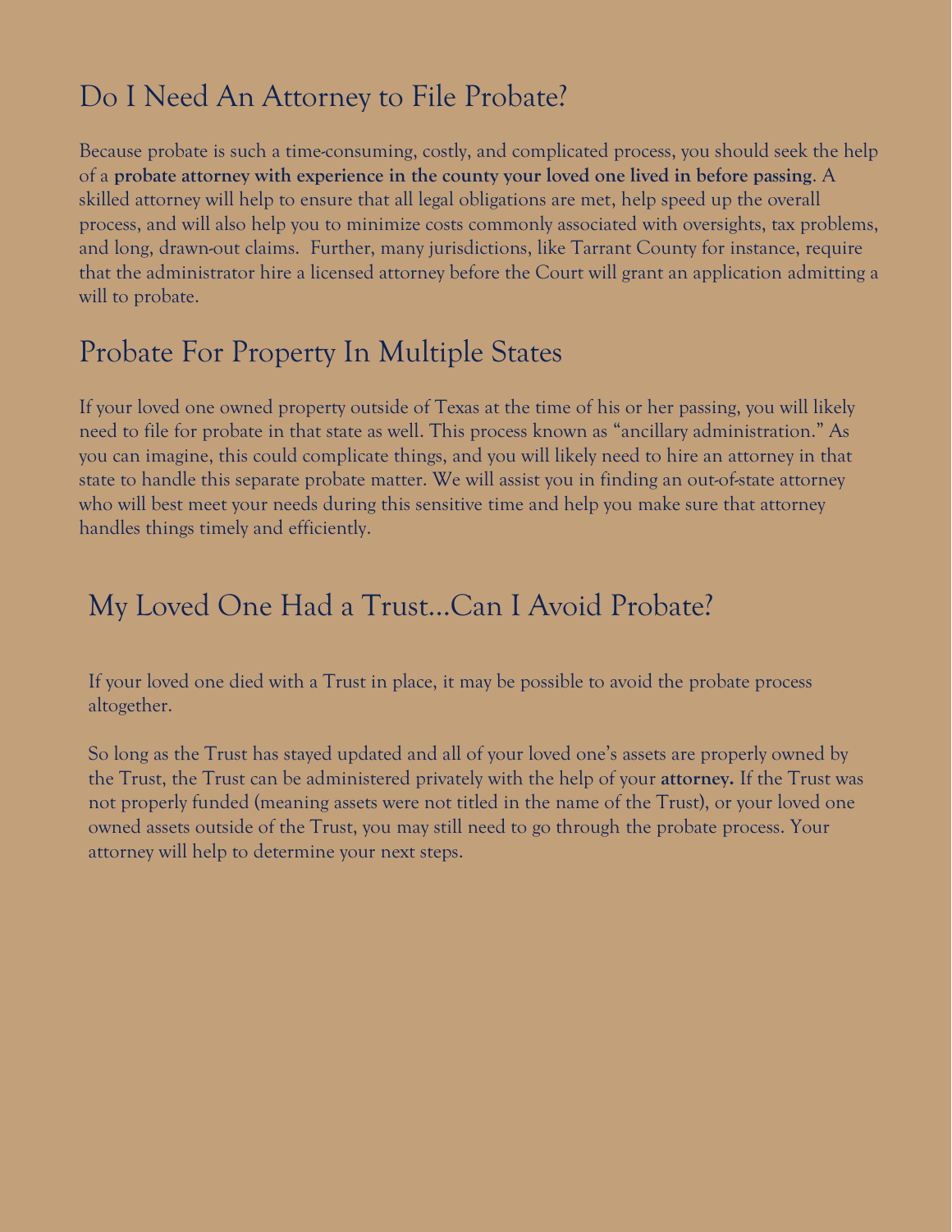## Do I Need An Attorney to File Probate?

Because probate is such a time-consuming, costly, and complicated process, you should seek the help of a **probate attorney with experience in the county your loved one lived in before passing**. A skilled attorney will help to ensure that all legal obligations are met, help speed up the overall process, and will also help you to minimize costs commonly associated with oversights, tax problems, and long, drawn-out claims.  Further, many jurisdictions, like Tarrant County for instance, require that the administrator hire a licensed attorney before the Court will grant an application admitting a will to probate.

## Probate For Property In Multiple States

If your loved one owned property outside of Texas at the time of his or her passing, you will likely need to file for probate in that state as well. This process known as "ancillary administration." As you can imagine, this could complicate things, and you will likely need to hire an attorney in that state to handle this separate probate matter. We will assist you in finding an out-of-state attorney who will best meet your needs during this sensitive time and help you make sure that attorney handles things timely and efficiently.

## My Loved One Had a Trust...Can I Avoid Probate?

If your loved one died with a Trust in place, it may be possible to avoid the probate process altogether.

So long as the Trust has stayed updated and all of your loved one's assets are properly owned by the Trust, the Trust can be administered privately with the help of your **attorney.** If the Trust was not properly funded (meaning assets were not titled in the name of the Trust), or your loved one owned assets outside of the Trust, you may still need to go through the probate process. Your attorney will help to determine your next steps.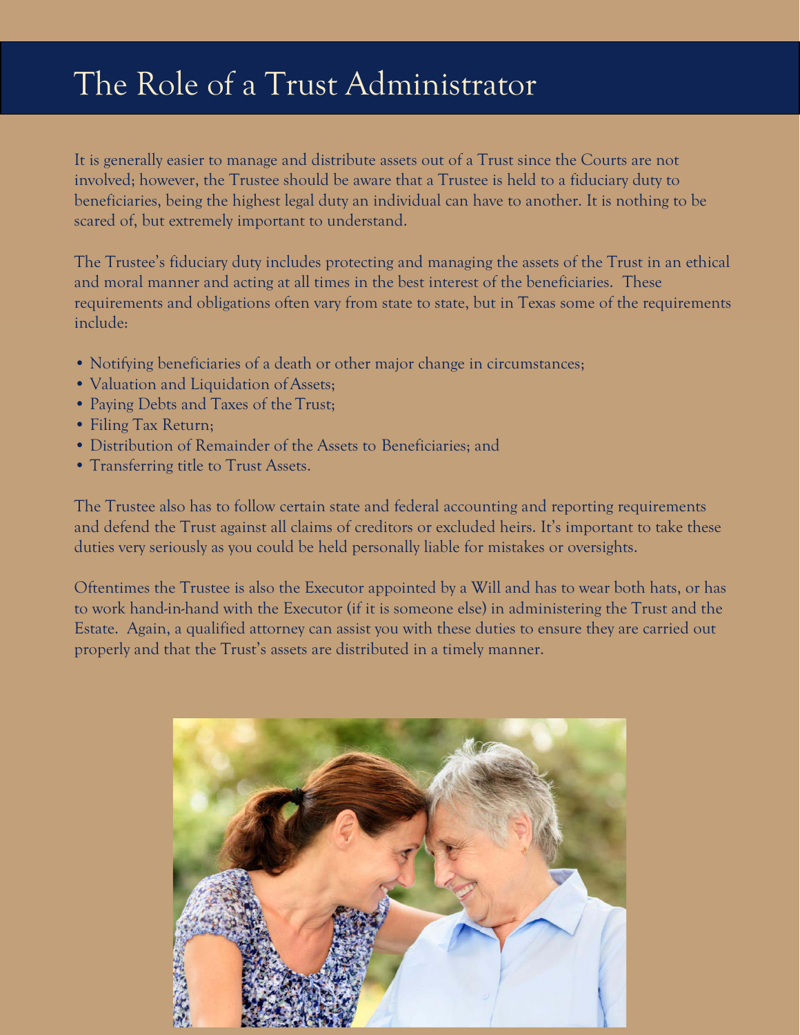# The Role of a Trust Administrator

It is generally easier to manage and distribute assets out of a Trust since the Courts are not involved; however, the Trustee should be aware that a Trustee is held to a fiduciary duty to beneficiaries, being the highest legal duty an individual can have to another. It is nothing to be scared of, but extremely important to understand.

The Trustee's fiduciary duty includes protecting and managing the assets of the Trust in an ethical and moral manner and acting at all times in the best interest of the beneficiaries. These requirements and obligations often vary from state to state, but in Texas some of the requirements include:

- Notifying beneficiaries of a death or other major change in circumstances;
- Valuation and Liquidation of Assets;
- Paying Debts and Taxes of the Trust;
- Filing Tax Return;
- Distribution of Remainder of the Assets to Beneficiaries; and
- Transferring title to Trust Assets.

The Trustee also has to follow certain state and federal accounting and reporting requirements and defend the Trust against all claims of creditors or excluded heirs. It's important to take these duties very seriously as you could be held personally liable for mistakes or oversights.

Oftentimes the Trustee is also the Executor appointed by a Will and has to wear both hats, or has to work hand-in-hand with the Executor (if it is someone else) in administering the Trust and the Estate. Again, a qualified attorney can assist you with these duties to ensure they are carried out properly and that the Trust's assets are distributed in a timely manner.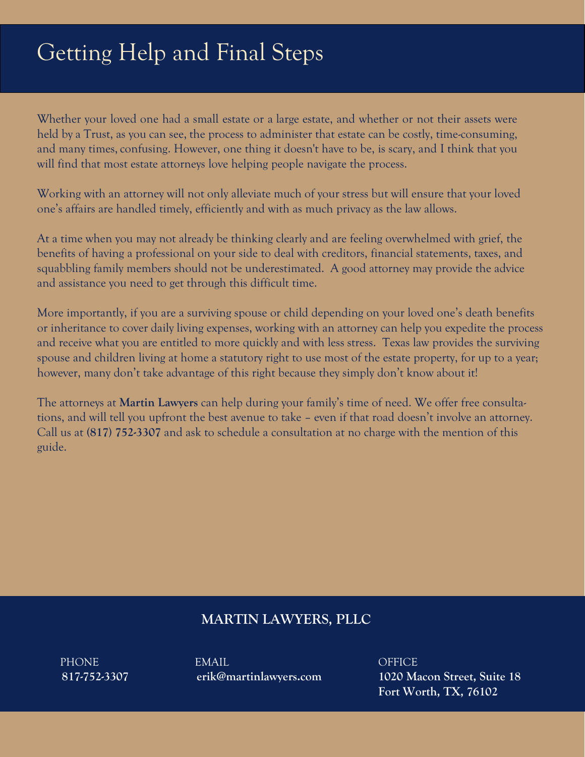# Getting Help and Final Steps

Whether your loved one had a small estate or a large estate, and whether or not their assets were held by a Trust, as you can see, the process to administer that estate can be costly, time-consuming, and many times, confusing. However, one thing it doesn't have to be, is scary, and I think that you will find that most estate attorneys love helping people navigate the process.

Working with an attorney will not only alleviate much of your stress but will ensure that your loved one's affairs are handled timely, efficiently and with as much privacy as the law allows.

At a time when you may not already be thinking clearly and are feeling overwhelmed with grief, the benefits of having a professional on your side to deal with creditors, financial statements, taxes, and squabbling family members should not be underestimated. A good attorney may provide the advice and assistance you need to get through this difficult time.

More importantly, if you are a surviving spouse or child depending on your loved one's death benefits or inheritance to cover daily living expenses, working with an attorney can help you expedite the process and receive what you are entitled to more quickly and with less stress. Texas law provides the surviving spouse and children living at home a statutory right to use most of the estate property, for up to a year; however, many don't take advantage of this right because they simply don't know about it!

The attorneys at **Martin Lawyers** can help during your family's time of need. We offer free consultations, and will tell you upfront the best avenue to take – even if that road doesn't involve an attorney. Call us at **(817) 752-3307** and ask to schedule a consultation at no charge with the mention of this guide.

**MARTIN LAWYERS, PLLC**

PHONE
**817-752-3307**

EMAIL
**erik@martinlawyers.com**

OFFICE
**1020 Macon Street, Suite 18**
**Fort Worth, TX, 76102**